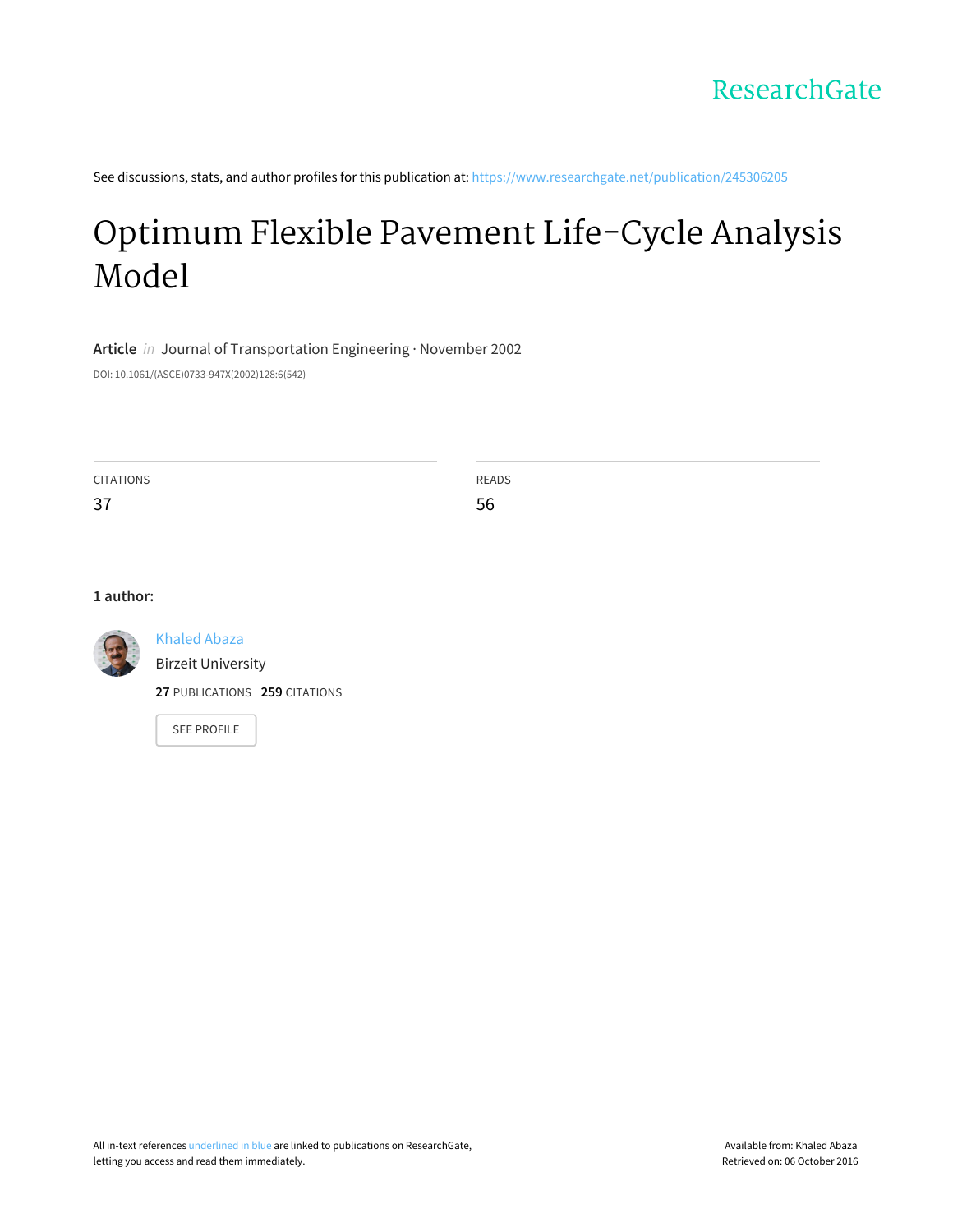See discussions, stats, and author profiles for this publication at: https://www.researchgate.net/publication/245306205

# Optimum Flexible Pavement Life-Cycle Analysis Model

**Article** *in* Journal of Transportation Engineering · November 2002

DOI: 10.1061/(ASCE)0733-947X(2002)128:6(542)

| CITATIONS | READS |
| --- | --- |
| 37 | 56 |

**1 author:**

Khaled Abaza
Birzeit University
**27** PUBLICATIONS **259** CITATIONS

SEE PROFILE

All in-text references underlined in blue are linked to publications on ResearchGate, letting you access and read them immediately.

Available from: Khaled Abaza
Retrieved on: 06 October 2016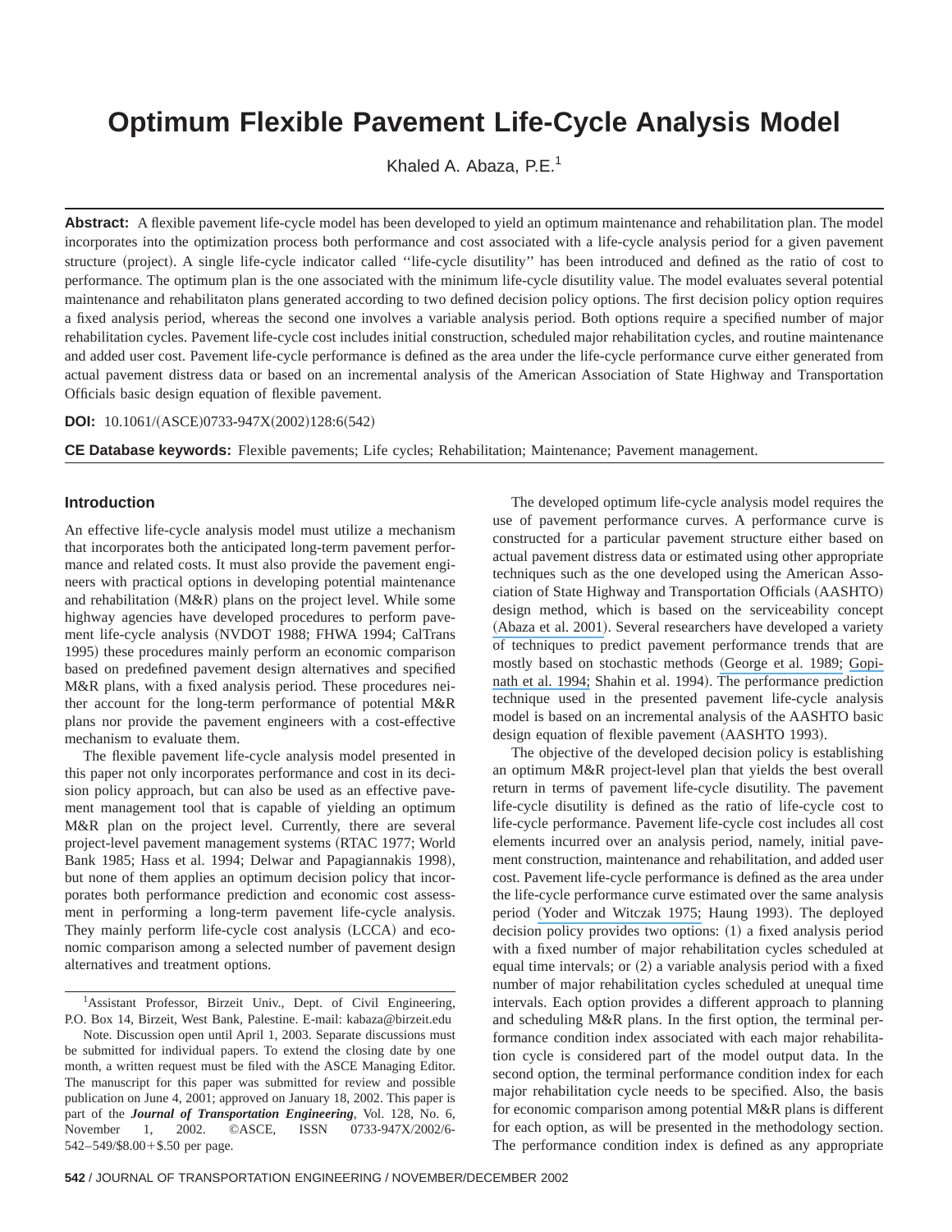# Optimum Flexible Pavement Life-Cycle Analysis Model

Khaled A. Abaza, P.E.[1]

**Abstract:** A flexible pavement life-cycle model has been developed to yield an optimum maintenance and rehabilitation plan. The model incorporates into the optimization process both performance and cost associated with a life-cycle analysis period for a given pavement structure (project). A single life-cycle indicator called "life-cycle disutility" has been introduced and defined as the ratio of cost to performance. The optimum plan is the one associated with the minimum life-cycle disutility value. The model evaluates several potential maintenance and rehabilitaton plans generated according to two defined decision policy options. The first decision policy option requires a fixed analysis period, whereas the second one involves a variable analysis period. Both options require a specified number of major rehabilitation cycles. Pavement life-cycle cost includes initial construction, scheduled major rehabilitation cycles, and routine maintenance and added user cost. Pavement life-cycle performance is defined as the area under the life-cycle performance curve either generated from actual pavement distress data or based on an incremental analysis of the American Association of State Highway and Transportation Officials basic design equation of flexible pavement.

**DOI:** 10.1061/(ASCE)0733-947X(2002)128:6(542)

**CE Database keywords:** Flexible pavements; Life cycles; Rehabilitation; Maintenance; Pavement management.

## Introduction

An effective life-cycle analysis model must utilize a mechanism that incorporates both the anticipated long-term pavement performance and related costs. It must also provide the pavement engineers with practical options in developing potential maintenance and rehabilitation (M&R) plans on the project level. While some highway agencies have developed procedures to perform pavement life-cycle analysis (NVDOT 1988; FHWA 1994; CalTrans 1995) these procedures mainly perform an economic comparison based on predefined pavement design alternatives and specified M&R plans, with a fixed analysis period. These procedures neither account for the long-term performance of potential M&R plans nor provide the pavement engineers with a cost-effective mechanism to evaluate them.

The flexible pavement life-cycle analysis model presented in this paper not only incorporates performance and cost in its decision policy approach, but can also be used as an effective pavement management tool that is capable of yielding an optimum M&R plan on the project level. Currently, there are several project-level pavement management systems (RTAC 1977; World Bank 1985; Hass et al. 1994; Delwar and Papagiannakis 1998), but none of them applies an optimum decision policy that incorporates both performance prediction and economic cost assessment in performing a long-term pavement life-cycle analysis. They mainly perform life-cycle cost analysis (LCCA) and economic comparison among a selected number of pavement design alternatives and treatment options.

The developed optimum life-cycle analysis model requires the use of pavement performance curves. A performance curve is constructed for a particular pavement structure either based on actual pavement distress data or estimated using other appropriate techniques such as the one developed using the American Association of State Highway and Transportation Officials (AASHTO) design method, which is based on the serviceability concept (Abaza et al. 2001). Several researchers have developed a variety of techniques to predict pavement performance trends that are mostly based on stochastic methods (George et al. 1989; Gopinath et al. 1994; Shahin et al. 1994). The performance prediction technique used in the presented pavement life-cycle analysis model is based on an incremental analysis of the AASHTO basic design equation of flexible pavement (AASHTO 1993).

The objective of the developed decision policy is establishing an optimum M&R project-level plan that yields the best overall return in terms of pavement life-cycle disutility. The pavement life-cycle disutility is defined as the ratio of life-cycle cost to life-cycle performance. Pavement life-cycle cost includes all cost elements incurred over an analysis period, namely, initial pavement construction, maintenance and rehabilitation, and added user cost. Pavement life-cycle performance is defined as the area under the life-cycle performance curve estimated over the same analysis period (Yoder and Witczak 1975; Haung 1993). The deployed decision policy provides two options: (1) a fixed analysis period with a fixed number of major rehabilitation cycles scheduled at equal time intervals; or (2) a variable analysis period with a fixed number of major rehabilitation cycles scheduled at unequal time intervals. Each option provides a different approach to planning and scheduling M&R plans. In the first option, the terminal performance condition index associated with each major rehabilitation cycle is considered part of the model output data. In the second option, the terminal performance condition index for each major rehabilitation cycle needs to be specified. Also, the basis for economic comparison among potential M&R plans is different for each option, as will be presented in the methodology section. The performance condition index is defined as any appropriate

---

[1]Assistant Professor, Birzeit Univ., Dept. of Civil Engineering, P.O. Box 14, Birzeit, West Bank, Palestine. E-mail: kabaza@birzeit.edu

Note. Discussion open until April 1, 2003. Separate discussions must be submitted for individual papers. To extend the closing date by one month, a written request must be filed with the ASCE Managing Editor. The manuscript for this paper was submitted for review and possible publication on June 4, 2001; approved on January 18, 2002. This paper is part of the ***Journal of Transportation Engineering***, Vol. 128, No. 6, November 1, 2002. ©ASCE, ISSN 0733-947X/2002/6-542–549/$8.00+$.50 per page.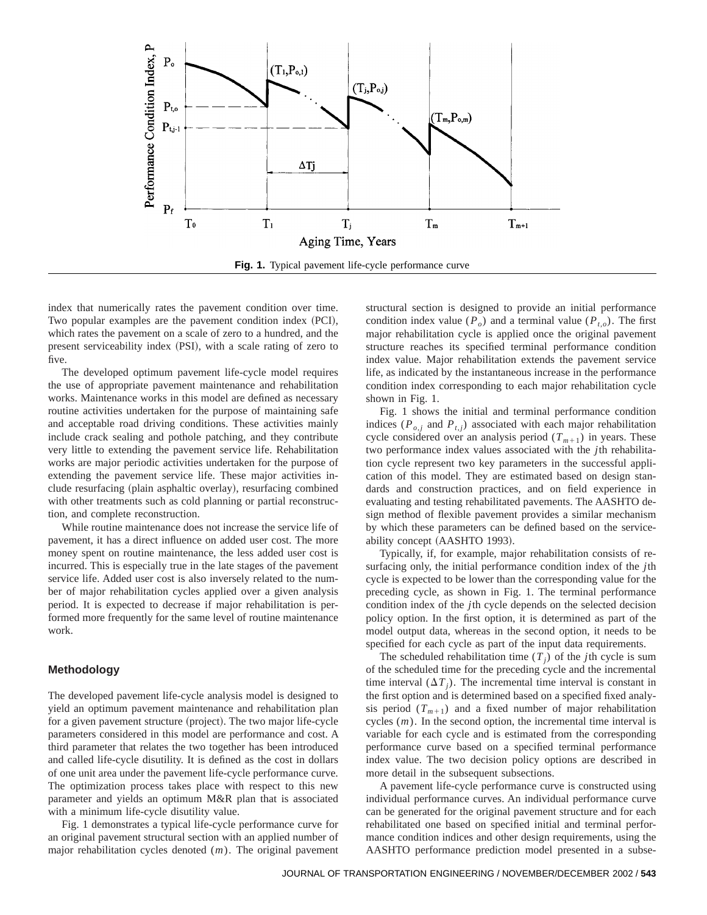Performance Condition Index, P

$P_o$

$P_{t,o}$

$P_{t,j-1}$

$P_f$

$(T_1, P_{o,1})$

$(T_j, P_{o,j})$

$(T_m, P_{o,m})$

$\Delta Tj$

$T_0$ $T_1$ $T_j$ $T_m$ $T_{m+1}$

Aging Time, Years

**Fig. 1.** Typical pavement life-cycle performance curve

index that numerically rates the pavement condition over time. Two popular examples are the pavement condition index (PCI), which rates the pavement on a scale of zero to a hundred, and the present serviceability index (PSI), with a scale rating of zero to five.

The developed optimum pavement life-cycle model requires the use of appropriate pavement maintenance and rehabilitation works. Maintenance works in this model are defined as necessary routine activities undertaken for the purpose of maintaining safe and acceptable road driving conditions. These activities mainly include crack sealing and pothole patching, and they contribute very little to extending the pavement service life. Rehabilitation works are major periodic activities undertaken for the purpose of extending the pavement service life. These major activities include resurfacing (plain asphaltic overlay), resurfacing combined with other treatments such as cold planning or partial reconstruction, and complete reconstruction.

While routine maintenance does not increase the service life of pavement, it has a direct influence on added user cost. The more money spent on routine maintenance, the less added user cost is incurred. This is especially true in the late stages of the pavement service life. Added user cost is also inversely related to the number of major rehabilitation cycles applied over a given analysis period. It is expected to decrease if major rehabilitation is performed more frequently for the same level of routine maintenance work.

## Methodology

The developed pavement life-cycle analysis model is designed to yield an optimum pavement maintenance and rehabilitation plan for a given pavement structure (project). The two major life-cycle parameters considered in this model are performance and cost. A third parameter that relates the two together has been introduced and called life-cycle disutility. It is defined as the cost in dollars of one unit area under the pavement life-cycle performance curve. The optimization process takes place with respect to this new parameter and yields an optimum M&R plan that is associated with a minimum life-cycle disutility value.

Fig. 1 demonstrates a typical life-cycle performance curve for an original pavement structural section with an applied number of major rehabilitation cycles denoted $(m)$. The original pavement structural section is designed to provide an initial performance condition index value $(P_o)$ and a terminal value $(P_{t,o})$. The first major rehabilitation cycle is applied once the original pavement structure reaches its specified terminal performance condition index value. Major rehabilitation extends the pavement service life, as indicated by the instantaneous increase in the performance condition index corresponding to each major rehabilitation cycle shown in Fig. 1.

Fig. 1 shows the initial and terminal performance condition indices ($P_{o,j}$ and $P_{t,j}$) associated with each major rehabilitation cycle considered over an analysis period $(T_{m+1})$ in years. These two performance index values associated with the $j$th rehabilitation cycle represent two key parameters in the successful application of this model. They are estimated based on design standards and construction practices, and on field experience in evaluating and testing rehabilitated pavements. The AASHTO design method of flexible pavement provides a similar mechanism by which these parameters can be defined based on the serviceability concept (AASHTO 1993).

Typically, if, for example, major rehabilitation consists of resurfacing only, the initial performance condition index of the $j$th cycle is expected to be lower than the corresponding value for the preceding cycle, as shown in Fig. 1. The terminal performance condition index of the $j$th cycle depends on the selected decision policy option. In the first option, it is determined as part of the model output data, whereas in the second option, it needs to be specified for each cycle as part of the input data requirements.

The scheduled rehabilitation time $(T_j)$ of the $j$th cycle is sum of the scheduled time for the preceding cycle and the incremental time interval $(\Delta T_j)$. The incremental time interval is constant in the first option and is determined based on a specified fixed analysis period $(T_{m+1})$ and a fixed number of major rehabilitation cycles $(m)$. In the second option, the incremental time interval is variable for each cycle and is estimated from the corresponding performance curve based on a specified terminal performance index value. The two decision policy options are described in more detail in the subsequent subsections.

A pavement life-cycle performance curve is constructed using individual performance curves. An individual performance curve can be generated for the original pavement structure and for each rehabilitated one based on specified initial and terminal performance condition indices and other design requirements, using the AASHTO performance prediction model presented in a subse-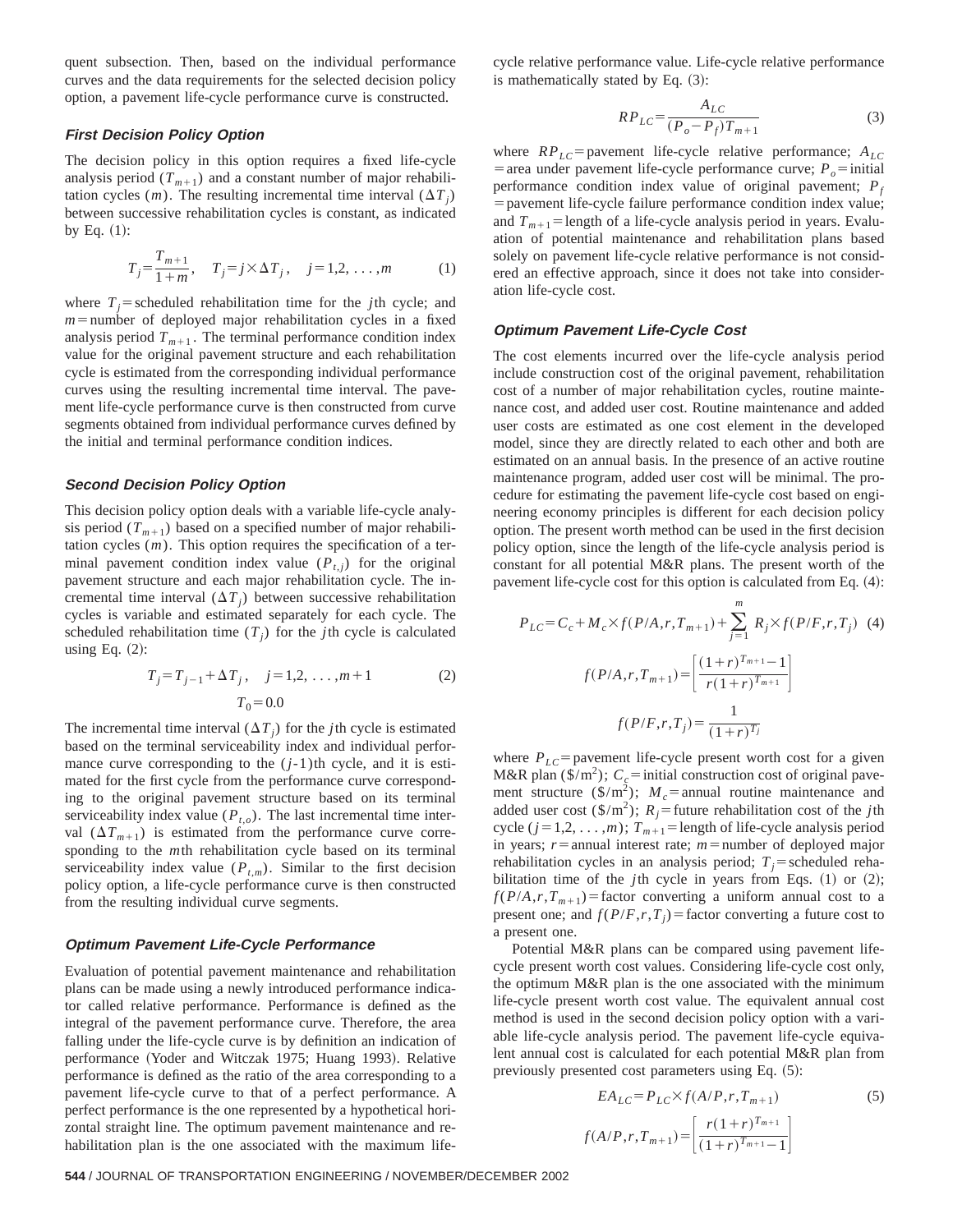quent subsection. Then, based on the individual performance curves and the data requirements for the selected decision policy option, a pavement life-cycle performance curve is constructed.

### First Decision Policy Option

The decision policy in this option requires a fixed life-cycle analysis period ($T_{m+1}$) and a constant number of major rehabilitation cycles ($m$). The resulting incremental time interval ($\Delta T_j$) between successive rehabilitation cycles is constant, as indicated by Eq. (1):

$$T_j = \frac{T_{m+1}}{1+m}, \quad T_j = j \times \Delta T_j, \quad j = 1,2, \ldots ,m \tag{1}$$

where $T_j$ = scheduled rehabilitation time for the $j$th cycle; and $m$ = number of deployed major rehabilitation cycles in a fixed analysis period $T_{m+1}$. The terminal performance condition index value for the original pavement structure and each rehabilitation cycle is estimated from the corresponding individual performance curves using the resulting incremental time interval. The pavement life-cycle performance curve is then constructed from curve segments obtained from individual performance curves defined by the initial and terminal performance condition indices.

### Second Decision Policy Option

This decision policy option deals with a variable life-cycle analysis period ($T_{m+1}$) based on a specified number of major rehabilitation cycles ($m$). This option requires the specification of a terminal pavement condition index value ($P_{t,j}$) for the original pavement structure and each major rehabilitation cycle. The incremental time interval ($\Delta T_j$) between successive rehabilitation cycles is variable and estimated separately for each cycle. The scheduled rehabilitation time ($T_j$) for the $j$th cycle is calculated using Eq. (2):

$$T_j = T_{j-1} + \Delta T_j, \quad j = 1,2, \ldots ,m+1 \tag{2}$$

$$T_0 = 0.0$$

The incremental time interval ($\Delta T_j$) for the $j$th cycle is estimated based on the terminal serviceability index and individual performance curve corresponding to the ($j$-1)th cycle, and it is estimated for the first cycle from the performance curve corresponding to the original pavement structure based on its terminal serviceability index value ($P_{t,o}$). The last incremental time interval ($\Delta T_{m+1}$) is estimated from the performance curve corresponding to the $m$th rehabilitation cycle based on its terminal serviceability index value ($P_{t,m}$). Similar to the first decision policy option, a life-cycle performance curve is then constructed from the resulting individual curve segments.

### Optimum Pavement Life-Cycle Performance

Evaluation of potential pavement maintenance and rehabilitation plans can be made using a newly introduced performance indicator called relative performance. Performance is defined as the integral of the pavement performance curve. Therefore, the area falling under the life-cycle curve is by definition an indication of performance (Yoder and Witczak 1975; Huang 1993). Relative performance is defined as the ratio of the area corresponding to a pavement life-cycle curve to that of a perfect performance. A perfect performance is the one represented by a hypothetical horizontal straight line. The optimum pavement maintenance and rehabilitation plan is the one associated with the maximum life-cycle relative performance value. Life-cycle relative performance is mathematically stated by Eq. (3):

$$RP_{LC} = \frac{A_{LC}}{(P_o - P_f)T_{m+1}} \tag{3}$$

where $RP_{LC}$ = pavement life-cycle relative performance; $A_{LC}$ = area under pavement life-cycle performance curve; $P_o$ = initial performance condition index value of original pavement; $P_f$ = pavement life-cycle failure performance condition index value; and $T_{m+1}$ = length of a life-cycle analysis period in years. Evaluation of potential maintenance and rehabilitation plans based solely on pavement life-cycle relative performance is not considered an effective approach, since it does not take into consideration life-cycle cost.

### Optimum Pavement Life-Cycle Cost

The cost elements incurred over the life-cycle analysis period include construction cost of the original pavement, rehabilitation cost of a number of major rehabilitation cycles, routine maintenance cost, and added user cost. Routine maintenance and added user costs are estimated as one cost element in the developed model, since they are directly related to each other and both are estimated on an annual basis. In the presence of an active routine maintenance program, added user cost will be minimal. The procedure for estimating the pavement life-cycle cost based on engineering economy principles is different for each decision policy option. The present worth method can be used in the first decision policy option, since the length of the life-cycle analysis period is constant for all potential M&R plans. The present worth of the pavement life-cycle cost for this option is calculated from Eq. (4):

$$P_{LC} = C_c + M_c \times f(P/A,r,T_{m+1}) + \sum_{j=1}^{m} R_j \times f(P/F,r,T_j) \tag{4}$$

$$f(P/A,r,T_{m+1}) = \left[ \frac{(1+r)^{T_{m+1}} - 1}{r(1+r)^{T_{m+1}}} \right]$$

$$f(P/F,r,T_j) = \frac{1}{(1+r)^{T_j}}$$

where $P_{LC}$ = pavement life-cycle present worth cost for a given M&R plan ($\$/m^2$); $C_c$ = initial construction cost of original pavement structure ($\$/m^2$); $M_c$ = annual routine maintenance and added user cost ($\$/m^2$); $R_j$ = future rehabilitation cost of the $j$th cycle ($j = 1,2, \ldots ,m$); $T_{m+1}$ = length of life-cycle analysis period in years; $r$ = annual interest rate; $m$ = number of deployed major rehabilitation cycles in an analysis period; $T_j$ = scheduled rehabilitation time of the $j$th cycle in years from Eqs. (1) or (2); $f(P/A,r,T_{m+1})$ = factor converting a uniform annual cost to a present one; and $f(P/F,r,T_j)$ = factor converting a future cost to a present one.

Potential M&R plans can be compared using pavement life-cycle present worth cost values. Considering life-cycle cost only, the optimum M&R plan is the one associated with the minimum life-cycle present worth cost value. The equivalent annual cost method is used in the second decision policy option with a variable life-cycle analysis period. The pavement life-cycle equivalent annual cost is calculated for each potential M&R plan from previously presented cost parameters using Eq. (5):

$$EA_{LC} = P_{LC} \times f(A/P,r,T_{m+1}) \tag{5}$$

$$f(A/P,r,T_{m+1}) = \left[ \frac{r(1+r)^{T_{m+1}}}{(1+r)^{T_{m+1}} - 1} \right]$$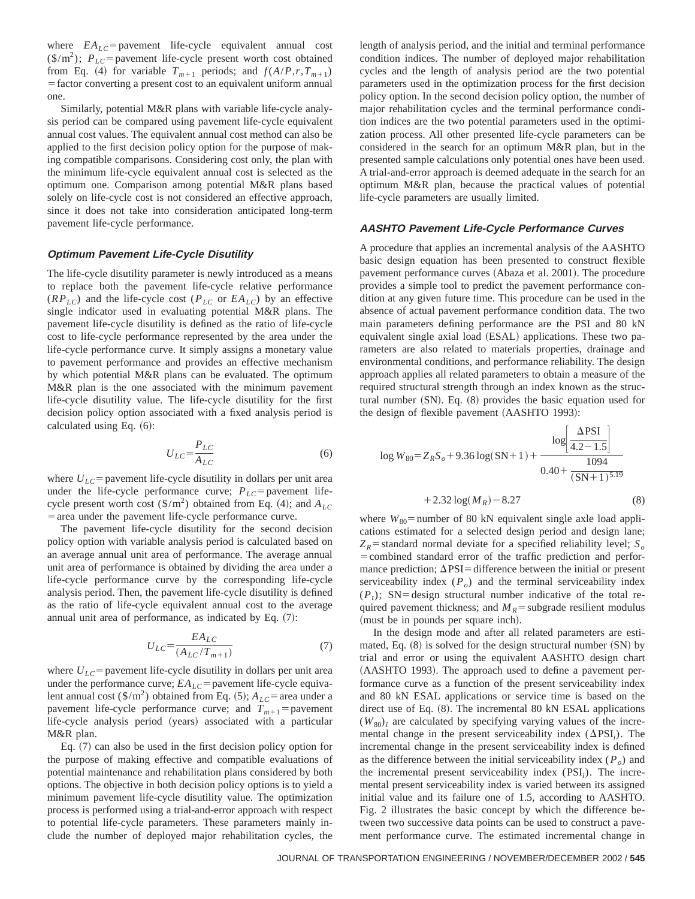where $EA_{LC}$ = pavement life-cycle equivalent annual cost ($/m$^2$); $P_{LC}$ = pavement life-cycle present worth cost obtained from Eq. (4) for variable $T_{m+1}$ periods; and $f(A/P,r,T_{m+1})$ = factor converting a present cost to an equivalent uniform annual one.

Similarly, potential M&R plans with variable life-cycle analysis period can be compared using pavement life-cycle equivalent annual cost values. The equivalent annual cost method can also be applied to the first decision policy option for the purpose of making compatible comparisons. Considering cost only, the plan with the minimum life-cycle equivalent annual cost is selected as the optimum one. Comparison among potential M&R plans based solely on life-cycle cost is not considered an effective approach, since it does not take into consideration anticipated long-term pavement life-cycle performance.

### Optimum Pavement Life-Cycle Disutility

The life-cycle disutility parameter is newly introduced as a means to replace both the pavement life-cycle relative performance ($RP_{LC}$) and the life-cycle cost ($P_{LC}$ or $EA_{LC}$) by an effective single indicator used in evaluating potential M&R plans. The pavement life-cycle disutility is defined as the ratio of life-cycle cost to life-cycle performance represented by the area under the life-cycle performance curve. It simply assigns a monetary value to pavement performance and provides an effective mechanism by which potential M&R plans can be evaluated. The optimum M&R plan is the one associated with the minimum pavement life-cycle disutility value. The life-cycle disutility for the first decision policy option associated with a fixed analysis period is calculated using Eq. (6):

$$U_{LC} = \frac{P_{LC}}{A_{LC}} \tag{6}$$

where $U_{LC}$ = pavement life-cycle disutility in dollars per unit area under the life-cycle performance curve; $P_{LC}$ = pavement life-cycle present worth cost ($/m$^2$) obtained from Eq. (4); and $A_{LC}$ = area under the pavement life-cycle performance curve.

The pavement life-cycle disutility for the second decision policy option with variable analysis period is calculated based on an average annual unit area of performance. The average annual unit area of performance is obtained by dividing the area under a life-cycle performance curve by the corresponding life-cycle analysis period. Then, the pavement life-cycle disutility is defined as the ratio of life-cycle equivalent annual cost to the average annual unit area of performance, as indicated by Eq. (7):

$$U_{LC} = \frac{EA_{LC}}{(A_{LC}/T_{m+1})} \tag{7}$$

where $U_{LC}$ = pavement life-cycle disutility in dollars per unit area under the performance curve; $EA_{LC}$ = pavement life-cycle equivalent annual cost ($/m$^2$) obtained from Eq. (5); $A_{LC}$ = area under a pavement life-cycle performance curve; and $T_{m+1}$ = pavement life-cycle analysis period (years) associated with a particular M&R plan.

Eq. (7) can also be used in the first decision policy option for the purpose of making effective and compatible evaluations of potential maintenance and rehabilitation plans considered by both options. The objective in both decision policy options is to yield a minimum pavement life-cycle disutility value. The optimization process is performed using a trial-and-error approach with respect to potential life-cycle parameters. These parameters mainly include the number of deployed major rehabilitation cycles, the length of analysis period, and the initial and terminal performance condition indices. The number of deployed major rehabilitation cycles and the length of analysis period are the two potential parameters used in the optimization process for the first decision policy option. In the second decision policy option, the number of major rehabilitation cycles and the terminal performance condition indices are the two potential parameters used in the optimization process. All other presented life-cycle parameters can be considered in the search for an optimum M&R plan, but in the presented sample calculations only potential ones have been used. A trial-and-error approach is deemed adequate in the search for an optimum M&R plan, because the practical values of potential life-cycle parameters are usually limited.

### AASHTO Pavement Life-Cycle Performance Curves

A procedure that applies an incremental analysis of the AASHTO basic design equation has been presented to construct flexible pavement performance curves (Abaza et al. 2001). The procedure provides a simple tool to predict the pavement performance condition at any given future time. This procedure can be used in the absence of actual pavement performance condition data. The two main parameters defining performance are the PSI and 80 kN equivalent single axial load (ESAL) applications. These two parameters are also related to materials properties, drainage and environmental conditions, and performance reliability. The design approach applies all related parameters to obtain a measure of the required structural strength through an index known as the structural number (SN). Eq. (8) provides the basic equation used for the design of flexible pavement (AASHTO 1993):

$$\log W_{80} = Z_R S_o + 9.36 \log(\text{SN}+1) + \frac{\log\left[\dfrac{\Delta \text{PSI}}{4.2-1.5}\right]}{0.40 + \dfrac{1094}{(\text{SN}+1)^{5.19}}} + 2.32 \log(M_R) - 8.27 \tag{8}$$

where $W_{80}$ = number of 80 kN equivalent single axle load applications estimated for a selected design period and design lane; $Z_R$ = standard normal deviate for a specified reliability level; $S_o$ = combined standard error of the traffic prediction and performance prediction; $\Delta$PSI = difference between the initial or present serviceability index ($P_o$) and the terminal serviceability index ($P_t$); SN = design structural number indicative of the total required pavement thickness; and $M_R$ = subgrade resilient modulus (must be in pounds per square inch).

In the design mode and after all related parameters are estimated, Eq. (8) is solved for the design structural number (SN) by trial and error or using the equivalent AASHTO design chart (AASHTO 1993). The approach used to define a pavement performance curve as a function of the present serviceability index and 80 kN ESAL applications or service time is based on the direct use of Eq. (8). The incremental 80 kN ESAL applications $(W_{80})_i$ are calculated by specifying varying values of the incremental change in the present serviceability index ($\Delta \text{PSI}_i$). The incremental change in the present serviceability index is defined as the difference between the initial serviceability index ($P_o$) and the incremental present serviceability index ($\text{PSI}_i$). The incremental present serviceability index is varied between its assigned initial value and its failure one of 1.5, according to AASHTO. Fig. 2 illustrates the basic concept by which the difference between two successive data points can be used to construct a pavement performance curve. The estimated incremental change in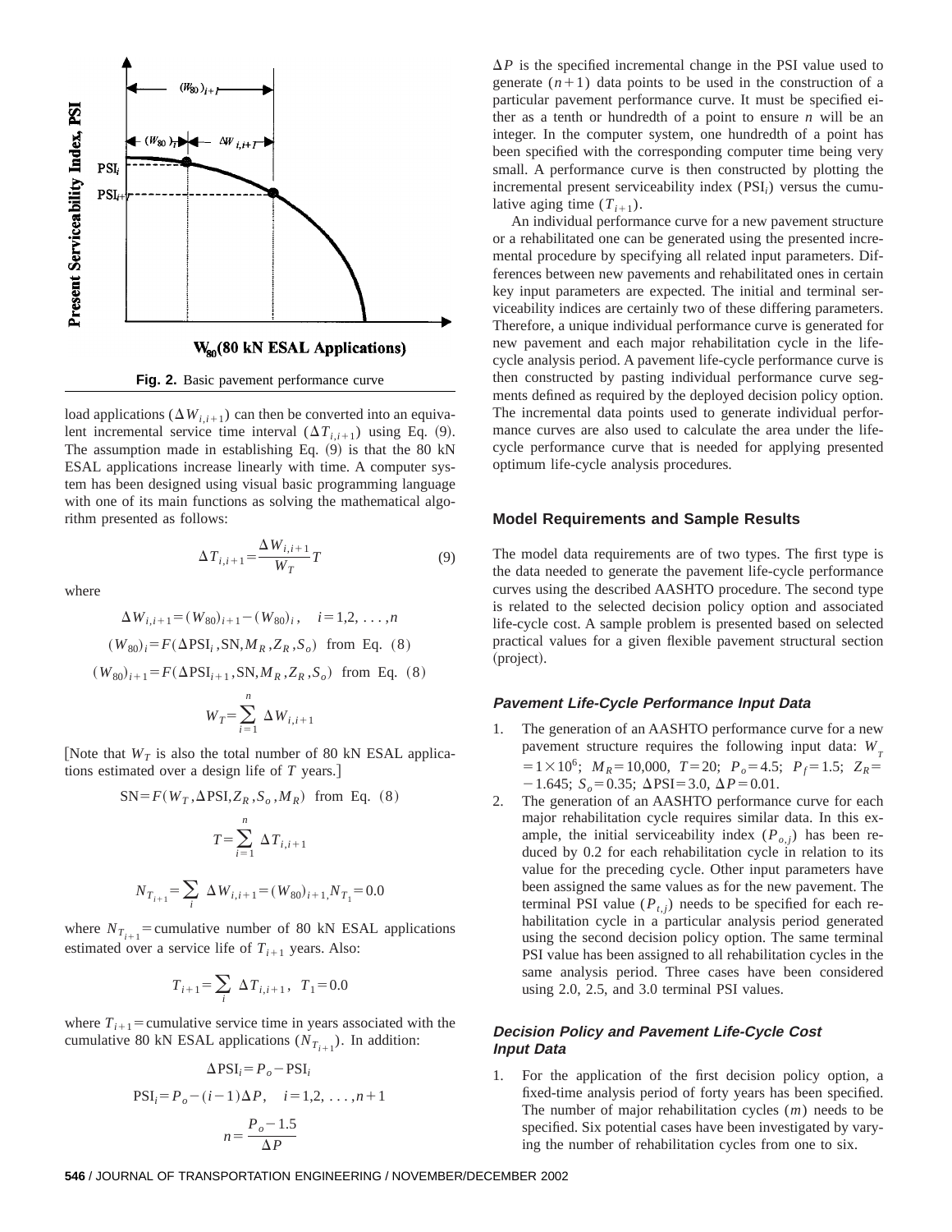**Fig. 2.** Basic pavement performance curve

load applications ($\Delta W_{i,i+1}$) can then be converted into an equivalent incremental service time interval ($\Delta T_{i,i+1}$) using Eq. (9). The assumption made in establishing Eq. (9) is that the 80 kN ESAL applications increase linearly with time. A computer system has been designed using visual basic programming language with one of its main functions as solving the mathematical algorithm presented as follows:

$$\Delta T_{i,i+1} = \frac{\Delta W_{i,i+1}}{W_T} T \tag{9}$$

where

$$\Delta W_{i,i+1} = (W_{80})_{i+1} - (W_{80})_i, \quad i = 1,2, \ldots, n$$

$$(W_{80})_i = F(\Delta \text{PSI}_i, \text{SN}, M_R, Z_R, S_o) \text{ from Eq. (8)}$$

$$(W_{80})_{i+1} = F(\Delta \text{PSI}_{i+1}, \text{SN}, M_R, Z_R, S_o) \text{ from Eq. (8)}$$

$$W_T = \sum_{i=1}^{n} \Delta W_{i,i+1}$$

[Note that $W_T$ is also the total number of 80 kN ESAL applications estimated over a design life of $T$ years.]

$$\text{SN} = F(W_T, \Delta \text{PSI}, Z_R, S_o, M_R) \text{ from Eq. (8)}$$

$$T = \sum_{i=1}^{n} \Delta T_{i,i+1}$$

$$N_{T_{i+1}} = \sum_i \Delta W_{i,i+1} = (W_{80})_{i+1}, N_{T_1} = 0.0$$

where $N_{T_{i+1}}$ = cumulative number of 80 kN ESAL applications estimated over a service life of $T_{i+1}$ years. Also:

$$T_{i+1} = \sum_i \Delta T_{i,i+1}, \quad T_1 = 0.0$$

where $T_{i+1}$ = cumulative service time in years associated with the cumulative 80 kN ESAL applications ($N_{T_{i+1}}$). In addition:

$$\Delta \text{PSI}_i = P_o - \text{PSI}_i$$

$$\text{PSI}_i = P_o - (i-1)\Delta P, \quad i = 1,2, \ldots, n+1$$

$$n = \frac{P_o - 1.5}{\Delta P}$$

$\Delta P$ is the specified incremental change in the PSI value used to generate $(n+1)$ data points to be used in the construction of a particular pavement performance curve. It must be specified either as a tenth or hundredth of a point to ensure $n$ will be an integer. In the computer system, one hundredth of a point has been specified with the corresponding computer time being very small. A performance curve is then constructed by plotting the incremental present serviceability index ($\text{PSI}_i$) versus the cumulative aging time ($T_{i+1}$).

An individual performance curve for a new pavement structure or a rehabilitated one can be generated using the presented incremental procedure by specifying all related input parameters. Differences between new pavements and rehabilitated ones in certain key input parameters are expected. The initial and terminal serviceability indices are certainly two of these differing parameters. Therefore, a unique individual performance curve is generated for new pavement and each major rehabilitation cycle in the life-cycle analysis period. A pavement life-cycle performance curve is then constructed by pasting individual performance curve segments defined as required by the deployed decision policy option. The incremental data points used to generate individual performance curves are also used to calculate the area under the life-cycle performance curve that is needed for applying presented optimum life-cycle analysis procedures.

## Model Requirements and Sample Results

The model data requirements are of two types. The first type is the data needed to generate the pavement life-cycle performance curves using the described AASHTO procedure. The second type is related to the selected decision policy option and associated life-cycle cost. A sample problem is presented based on selected practical values for a given flexible pavement structural section (project).

### Pavement Life-Cycle Performance Input Data

1. The generation of an AASHTO performance curve for a new pavement structure requires the following input data: $W_T = 1 \times 10^6$; $M_R = 10{,}000$, $T = 20$; $P_o = 4.5$; $P_f = 1.5$; $Z_R = -1.645$; $S_o = 0.35$; $\Delta \text{PSI} = 3.0$, $\Delta P = 0.01$.
2. The generation of an AASHTO performance curve for each major rehabilitation cycle requires similar data. In this example, the initial serviceability index ($P_{o,j}$) has been reduced by 0.2 for each rehabilitation cycle in relation to its value for the preceding cycle. Other input parameters have been assigned the same values as for the new pavement. The terminal PSI value ($P_{t,j}$) needs to be specified for each rehabilitation cycle in a particular analysis period generated using the second decision policy option. The same terminal PSI value has been assigned to all rehabilitation cycles in the same analysis period. Three cases have been considered using 2.0, 2.5, and 3.0 terminal PSI values.

### Decision Policy and Pavement Life-Cycle Cost Input Data

1. For the application of the first decision policy option, a fixed-time analysis period of forty years has been specified. The number of major rehabilitation cycles ($m$) needs to be specified. Six potential cases have been investigated by varying the number of rehabilitation cycles from one to six.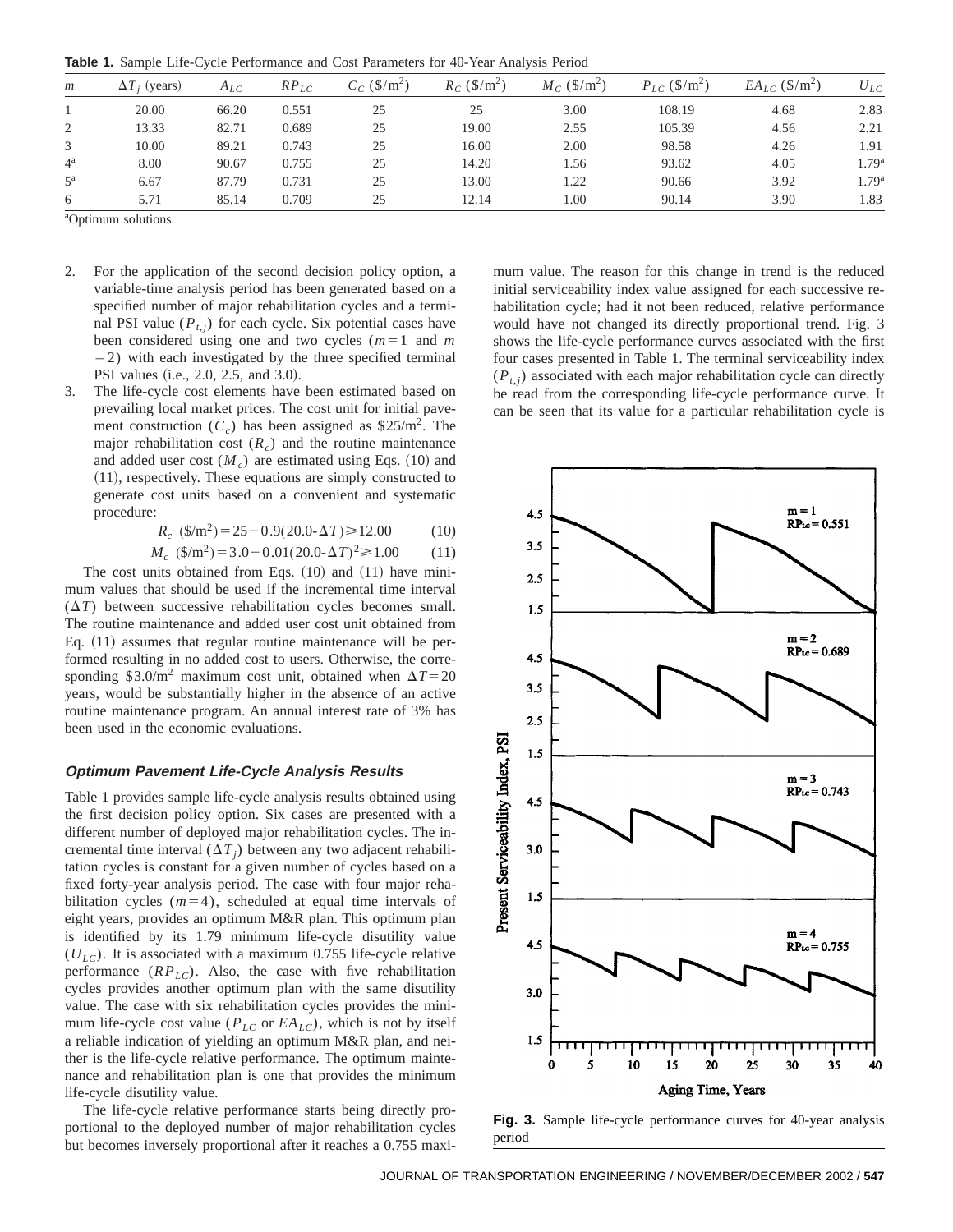**Table 1.** Sample Life-Cycle Performance and Cost Parameters for 40-Year Analysis Period

| $m$ | $\Delta T_j$ (years) | $A_{LC}$ | $RP_{LC}$ | $C_C$ (\$/m$^2$) | $R_C$ (\$/m$^2$) | $M_C$ (\$/m$^2$) | $P_{LC}$ (\$/m$^2$) | $EA_{LC}$ (\$/m$^2$) | $U_{LC}$ |
|---|---|---|---|---|---|---|---|---|---|
| 1 | 20.00 | 66.20 | 0.551 | 25 | 25 | 3.00 | 108.19 | 4.68 | 2.83 |
| 2 | 13.33 | 82.71 | 0.689 | 25 | 19.00 | 2.55 | 105.39 | 4.56 | 2.21 |
| 3 | 10.00 | 89.21 | 0.743 | 25 | 16.00 | 2.00 | 98.58 | 4.26 | 1.91 |
| 4[a] | 8.00 | 90.67 | 0.755 | 25 | 14.20 | 1.56 | 93.62 | 4.05 | 1.79[a] |
| 5[a] | 6.67 | 87.79 | 0.731 | 25 | 13.00 | 1.22 | 90.66 | 3.92 | 1.79[a] |
| 6 | 5.71 | 85.14 | 0.709 | 25 | 12.14 | 1.00 | 90.14 | 3.90 | 1.83 |

[a]Optimum solutions.

2. For the application of the second decision policy option, a variable-time analysis period has been generated based on a specified number of major rehabilitation cycles and a terminal PSI value ($P_{t,j}$) for each cycle. Six potential cases have been considered using one and two cycles ($m=1$ and $m=2$) with each investigated by the three specified terminal PSI values (i.e., 2.0, 2.5, and 3.0).
3. The life-cycle cost elements have been estimated based on prevailing local market prices. The cost unit for initial pavement construction ($C_c$) has been assigned as \$25/m$^2$. The major rehabilitation cost ($R_c$) and the routine maintenance and added user cost ($M_c$) are estimated using Eqs. (10) and (11), respectively. These equations are simply constructed to generate cost units based on a convenient and systematic procedure:

$$R_c \ (\$/\text{m}^2) = 25 - 0.9(20.0\text{-}\Delta T) \geq 12.00 \qquad (10)$$

$$M_c \ (\$/\text{m}^2) = 3.0 - 0.01(20.0\text{-}\Delta T)^2 \geq 1.00 \qquad (11)$$

The cost units obtained from Eqs. (10) and (11) have minimum values that should be used if the incremental time interval ($\Delta T$) between successive rehabilitation cycles becomes small. The routine maintenance and added user cost unit obtained from Eq. (11) assumes that regular routine maintenance will be performed resulting in no added cost to users. Otherwise, the corresponding \$3.0/m$^2$ maximum cost unit, obtained when $\Delta T = 20$ years, would be substantially higher in the absence of an active routine maintenance program. An annual interest rate of 3% has been used in the economic evaluations.

### Optimum Pavement Life-Cycle Analysis Results

Table 1 provides sample life-cycle analysis results obtained using the first decision policy option. Six cases are presented with a different number of deployed major rehabilitation cycles. The incremental time interval ($\Delta T_j$) between any two adjacent rehabilitation cycles is constant for a given number of cycles based on a fixed forty-year analysis period. The case with four major rehabilitation cycles ($m=4$), scheduled at equal time intervals of eight years, provides an optimum M&R plan. This optimum plan is identified by its 1.79 minimum life-cycle disutility value ($U_{LC}$). It is associated with a maximum 0.755 life-cycle relative performance ($RP_{LC}$). Also, the case with five rehabilitation cycles provides another optimum plan with the same disutility value. The case with six rehabilitation cycles provides the minimum life-cycle cost value ($P_{LC}$ or $EA_{LC}$), which is not by itself a reliable indication of yielding an optimum M&R plan, and neither is the life-cycle relative performance. The optimum maintenance and rehabilitation plan is one that provides the minimum life-cycle disutility value.

The life-cycle relative performance starts being directly proportional to the deployed number of major rehabilitation cycles but becomes inversely proportional after it reaches a 0.755 maximum value. The reason for this change in trend is the reduced initial serviceability index value assigned for each successive rehabilitation cycle; had it not been reduced, relative performance would have not changed its directly proportional trend. Fig. 3 shows the life-cycle performance curves associated with the first four cases presented in Table 1. The terminal serviceability index ($P_{t,j}$) associated with each major rehabilitation cycle can directly be read from the corresponding life-cycle performance curve. It can be seen that its value for a particular rehabilitation cycle is

**Fig. 3.** Sample life-cycle performance curves for 40-year analysis period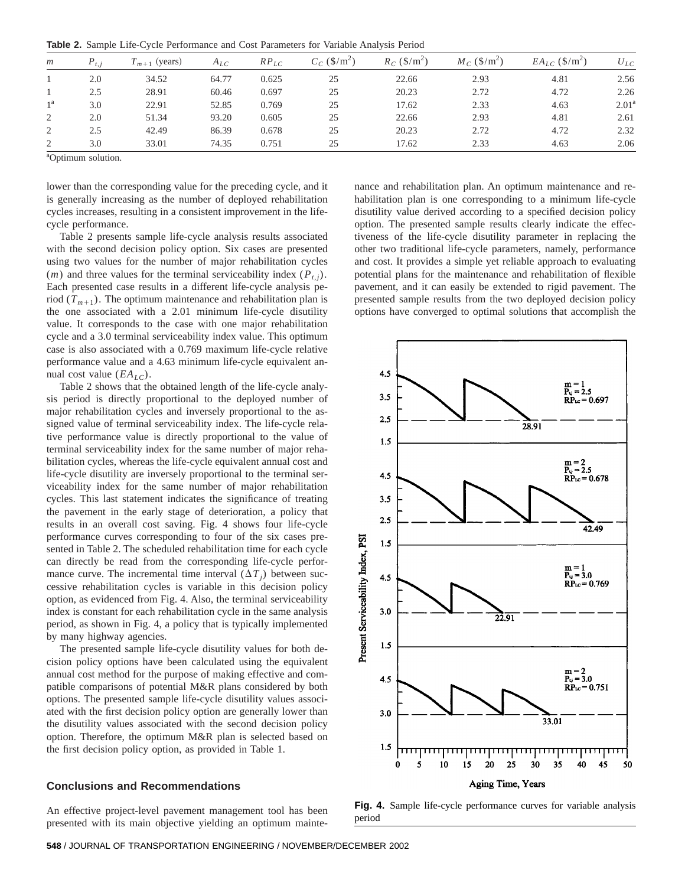**Table 2.** Sample Life-Cycle Performance and Cost Parameters for Variable Analysis Period

| $m$ | $P_{t,j}$ | $T_{m+1}$ (years) | $A_{LC}$ | $RP_{LC}$ | $C_C$ (\$/m$^2$) | $R_C$ (\$/m$^2$) | $M_C$ (\$/m$^2$) | $EA_{LC}$ (\$/m$^2$) | $U_{LC}$ |
|---|---|---|---|---|---|---|---|---|---|
| 1 | 2.0 | 34.52 | 64.77 | 0.625 | 25 | 22.66 | 2.93 | 4.81 | 2.56 |
| 1 | 2.5 | 28.91 | 60.46 | 0.697 | 25 | 20.23 | 2.72 | 4.72 | 2.26 |
| 1[a] | 3.0 | 22.91 | 52.85 | 0.769 | 25 | 17.62 | 2.33 | 4.63 | 2.01[a] |
| 2 | 2.0 | 51.34 | 93.20 | 0.605 | 25 | 22.66 | 2.93 | 4.81 | 2.61 |
| 2 | 2.5 | 42.49 | 86.39 | 0.678 | 25 | 20.23 | 2.72 | 4.72 | 2.32 |
| 2 | 3.0 | 33.01 | 74.35 | 0.751 | 25 | 17.62 | 2.33 | 4.63 | 2.06 |

[a]Optimum solution.

lower than the corresponding value for the preceding cycle, and it is generally increasing as the number of deployed rehabilitation cycles increases, resulting in a consistent improvement in the life-cycle performance.

Table 2 presents sample life-cycle analysis results associated with the second decision policy option. Six cases are presented using two values for the number of major rehabilitation cycles ($m$) and three values for the terminal serviceability index ($P_{t,j}$). Each presented case results in a different life-cycle analysis period ($T_{m+1}$). The optimum maintenance and rehabilitation plan is the one associated with a 2.01 minimum life-cycle disutility value. It corresponds to the case with one major rehabilitation cycle and a 3.0 terminal serviceability index value. This optimum case is also associated with a 0.769 maximum life-cycle relative performance value and a 4.63 minimum life-cycle equivalent annual cost value ($EA_{LC}$).

Table 2 shows that the obtained length of the life-cycle analysis period is directly proportional to the deployed number of major rehabilitation cycles and inversely proportional to the assigned value of terminal serviceability index. The life-cycle relative performance value is directly proportional to the value of terminal serviceability index for the same number of major rehabilitation cycles, whereas the life-cycle equivalent annual cost and life-cycle disutility are inversely proportional to the terminal serviceability index for the same number of major rehabilitation cycles. This last statement indicates the significance of treating the pavement in the early stage of deterioration, a policy that results in an overall cost saving. Fig. 4 shows four life-cycle performance curves corresponding to four of the six cases presented in Table 2. The scheduled rehabilitation time for each cycle can directly be read from the corresponding life-cycle performance curve. The incremental time interval ($\Delta T_j$) between successive rehabilitation cycles is variable in this decision policy option, as evidenced from Fig. 4. Also, the terminal serviceability index is constant for each rehabilitation cycle in the same analysis period, as shown in Fig. 4, a policy that is typically implemented by many highway agencies.

The presented sample life-cycle disutility values for both decision policy options have been calculated using the equivalent annual cost method for the purpose of making effective and compatible comparisons of potential M&R plans considered by both options. The presented sample life-cycle disutility values associated with the first decision policy option are generally lower than the disutility values associated with the second decision policy option. Therefore, the optimum M&R plan is selected based on the first decision policy option, as provided in Table 1.

## Conclusions and Recommendations

An effective project-level pavement management tool has been presented with its main objective yielding an optimum maintenance and rehabilitation plan. An optimum maintenance and rehabilitation plan is one corresponding to a minimum life-cycle disutility value derived according to a specified decision policy option. The presented sample results clearly indicate the effectiveness of the life-cycle disutility parameter in replacing the other two traditional life-cycle parameters, namely, performance and cost. It provides a simple yet reliable approach to evaluating potential plans for the maintenance and rehabilitation of flexible pavement, and it can easily be extended to rigid pavement. The presented sample results from the two deployed decision policy options have converged to optimal solutions that accomplish the

**Fig. 4.** Sample life-cycle performance curves for variable analysis period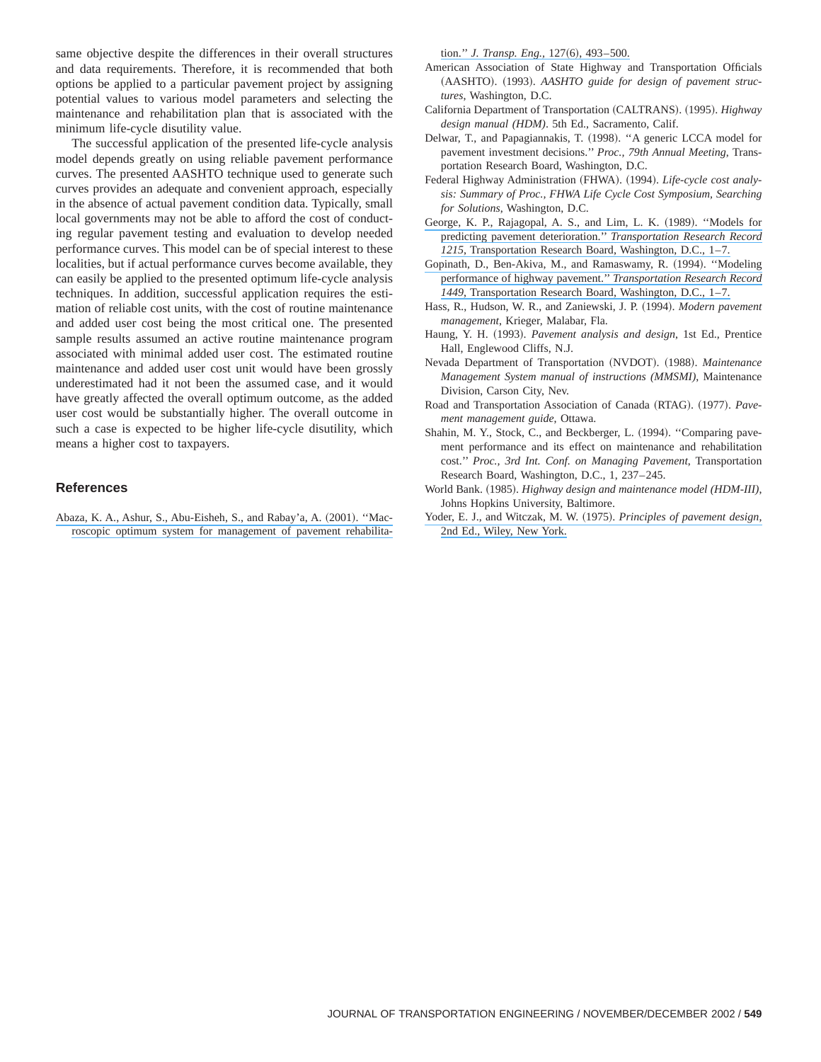same objective despite the differences in their overall structures and data requirements. Therefore, it is recommended that both options be applied to a particular pavement project by assigning potential values to various model parameters and selecting the maintenance and rehabilitation plan that is associated with the minimum life-cycle disutility value.

The successful application of the presented life-cycle analysis model depends greatly on using reliable pavement performance curves. The presented AASHTO technique used to generate such curves provides an adequate and convenient approach, especially in the absence of actual pavement condition data. Typically, small local governments may not be able to afford the cost of conducting regular pavement testing and evaluation to develop needed performance curves. This model can be of special interest to these localities, but if actual performance curves become available, they can easily be applied to the presented optimum life-cycle analysis techniques. In addition, successful application requires the estimation of reliable cost units, with the cost of routine maintenance and added user cost being the most critical one. The presented sample results assumed an active routine maintenance program associated with minimal added user cost. The estimated routine maintenance and added user cost unit would have been grossly underestimated had it not been the assumed case, and it would have greatly affected the overall optimum outcome, as the added user cost would be substantially higher. The overall outcome in such a case is expected to be higher life-cycle disutility, which means a higher cost to taxpayers.

## References

Abaza, K. A., Ashur, S., Abu-Eisheh, S., and Rabay'a, A. (2001). "Macroscopic optimum system for management of pavement rehabilitation." *J. Transp. Eng.*, 127(6), 493–500.

American Association of State Highway and Transportation Officials (AASHTO). (1993). *AASHTO guide for design of pavement structures*, Washington, D.C.

California Department of Transportation (CALTRANS). (1995). *Highway design manual (HDM)*. 5th Ed., Sacramento, Calif.

Delwar, T., and Papagiannakis, T. (1998). "A generic LCCA model for pavement investment decisions." *Proc., 79th Annual Meeting*, Transportation Research Board, Washington, D.C.

Federal Highway Administration (FHWA). (1994). *Life-cycle cost analysis: Summary of Proc., FHWA Life Cycle Cost Symposium, Searching for Solutions*, Washington, D.C.

George, K. P., Rajagopal, A. S., and Lim, L. K. (1989). "Models for predicting pavement deterioration." *Transportation Research Record 1215*, Transportation Research Board, Washington, D.C., 1–7.

Gopinath, D., Ben-Akiva, M., and Ramaswamy, R. (1994). "Modeling performance of highway pavement." *Transportation Research Record 1449*, Transportation Research Board, Washington, D.C., 1–7.

Hass, R., Hudson, W. R., and Zaniewski, J. P. (1994). *Modern pavement management*, Krieger, Malabar, Fla.

Haung, Y. H. (1993). *Pavement analysis and design*, 1st Ed., Prentice Hall, Englewood Cliffs, N.J.

Nevada Department of Transportation (NVDOT). (1988). *Maintenance Management System manual of instructions (MMSMI)*, Maintenance Division, Carson City, Nev.

Road and Transportation Association of Canada (RTAG). (1977). *Pavement management guide*, Ottawa.

Shahin, M. Y., Stock, C., and Beckberger, L. (1994). "Comparing pavement performance and its effect on maintenance and rehabilitation cost." *Proc., 3rd Int. Conf. on Managing Pavement*, Transportation Research Board, Washington, D.C., 1, 237–245.

World Bank. (1985). *Highway design and maintenance model (HDM-III)*, Johns Hopkins University, Baltimore.

Yoder, E. J., and Witczak, M. W. (1975). *Principles of pavement design*, 2nd Ed., Wiley, New York.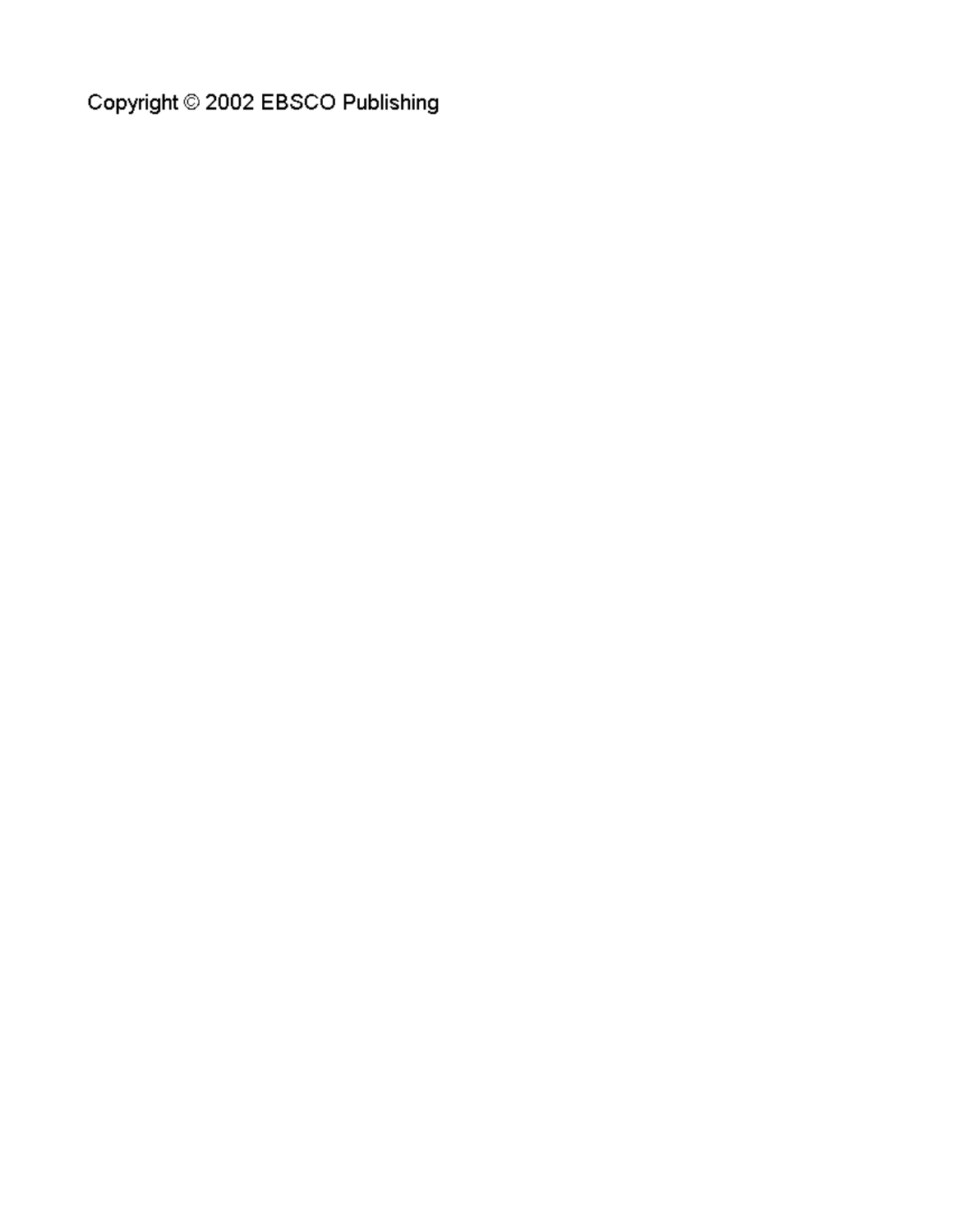Copyright © 2002 EBSCO Publishing